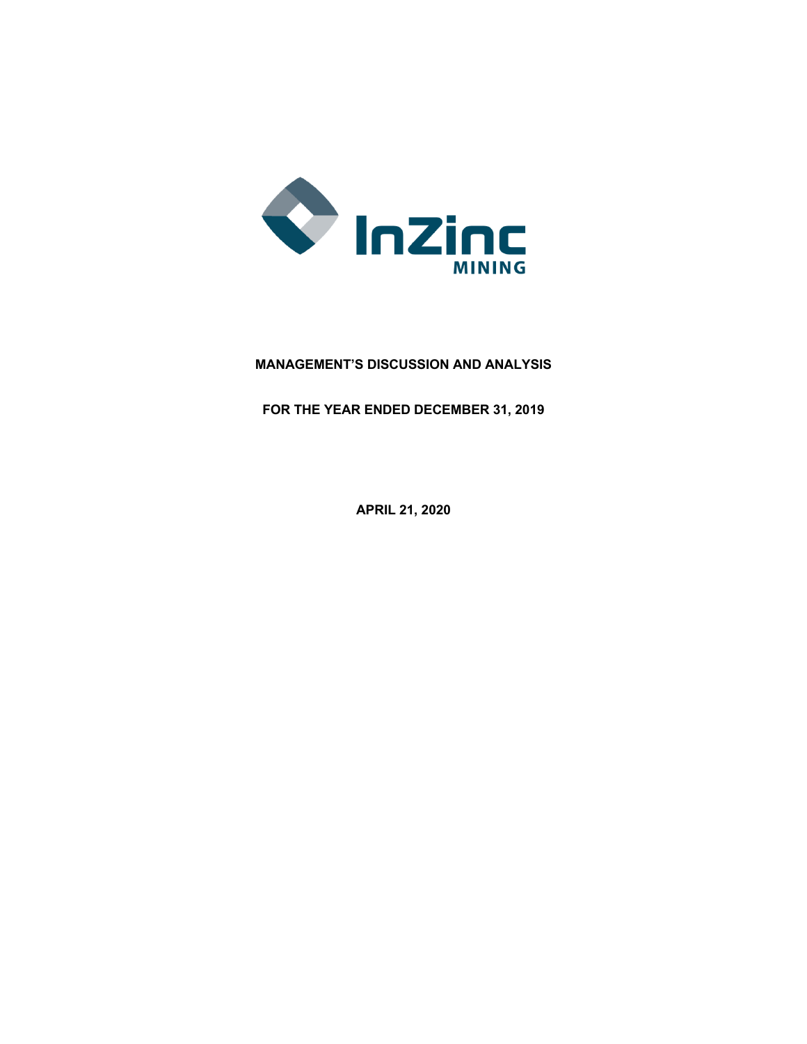InZinc MINING

# MANAGEMENT'S DISCUSSION AND ANALYSIS

## FOR THE YEAR ENDED DECEMBER 31, 2019

**APRIL 21, 2020**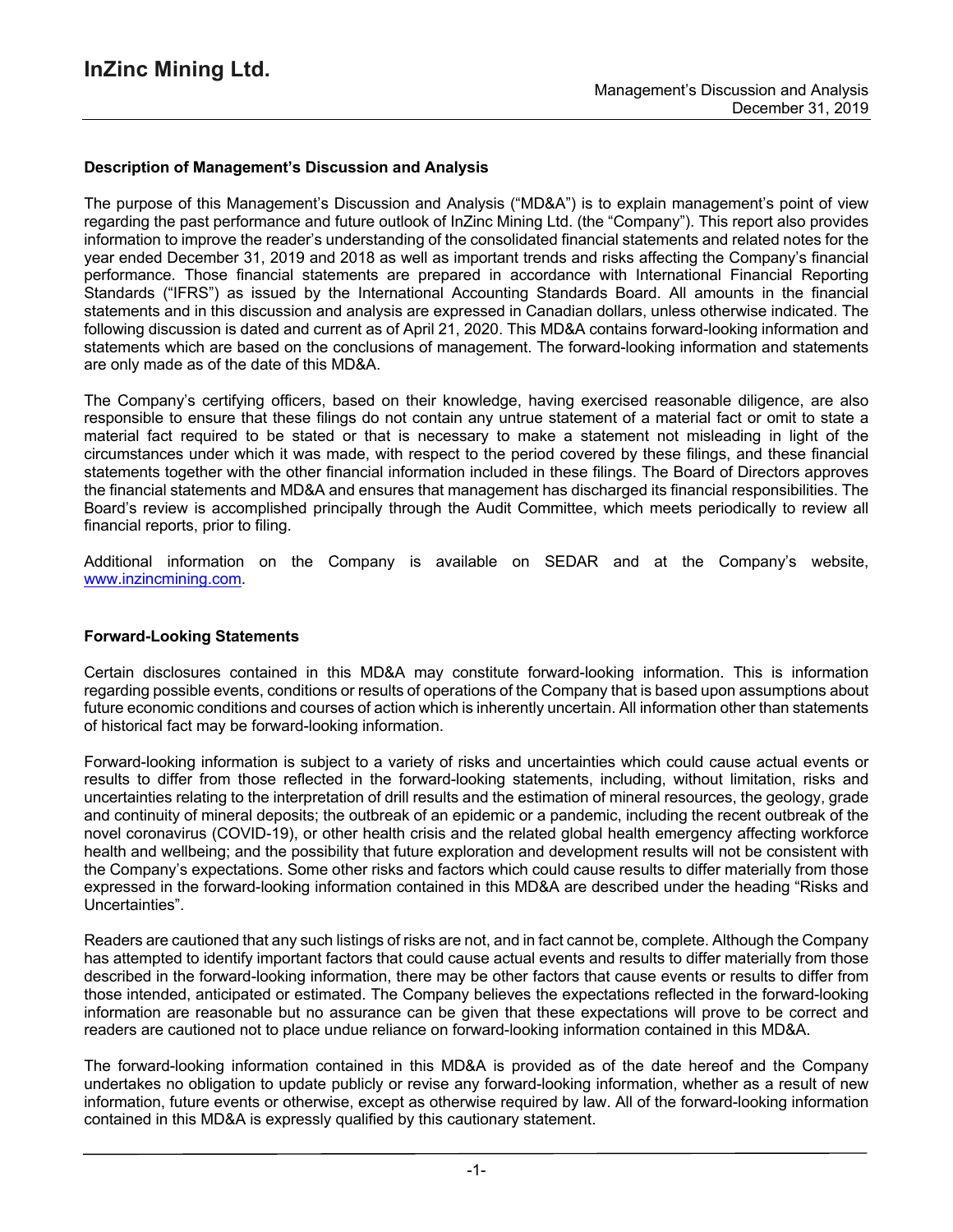### Description of Management's Discussion and Analysis

The purpose of this Management's Discussion and Analysis ("MD&A") is to explain management's point of view regarding the past performance and future outlook of InZinc Mining Ltd. (the "Company"). This report also provides information to improve the reader's understanding of the consolidated financial statements and related notes for the year ended December 31, 2019 and 2018 as well as important trends and risks affecting the Company's financial performance. Those financial statements are prepared in accordance with International Financial Reporting Standards ("IFRS") as issued by the International Accounting Standards Board. All amounts in the financial statements and in this discussion and analysis are expressed in Canadian dollars, unless otherwise indicated. The following discussion is dated and current as of April 21, 2020. This MD&A contains forward-looking information and statements which are based on the conclusions of management. The forward-looking information and statements are only made as of the date of this MD&A.

The Company's certifying officers, based on their knowledge, having exercised reasonable diligence, are also responsible to ensure that these filings do not contain any untrue statement of a material fact or omit to state a material fact required to be stated or that is necessary to make a statement not misleading in light of the circumstances under which it was made, with respect to the period covered by these filings, and these financial statements together with the other financial information included in these filings. The Board of Directors approves the financial statements and MD&A and ensures that management has discharged its financial responsibilities. The Board's review is accomplished principally through the Audit Committee, which meets periodically to review all financial reports, prior to filing.

Additional information on the Company is available on SEDAR and at the Company's website, [www.inzincmining.com](www.inzincmining.com).

### Forward-Looking Statements

Certain disclosures contained in this MD&A may constitute forward-looking information. This is information regarding possible events, conditions or results of operations of the Company that is based upon assumptions about future economic conditions and courses of action which is inherently uncertain. All information other than statements of historical fact may be forward-looking information.

Forward-looking information is subject to a variety of risks and uncertainties which could cause actual events or results to differ from those reflected in the forward-looking statements, including, without limitation, risks and uncertainties relating to the interpretation of drill results and the estimation of mineral resources, the geology, grade and continuity of mineral deposits; the outbreak of an epidemic or a pandemic, including the recent outbreak of the novel coronavirus (COVID-19), or other health crisis and the related global health emergency affecting workforce health and wellbeing; and the possibility that future exploration and development results will not be consistent with the Company's expectations. Some other risks and factors which could cause results to differ materially from those expressed in the forward-looking information contained in this MD&A are described under the heading "Risks and Uncertainties".

Readers are cautioned that any such listings of risks are not, and in fact cannot be, complete. Although the Company has attempted to identify important factors that could cause actual events and results to differ materially from those described in the forward-looking information, there may be other factors that cause events or results to differ from those intended, anticipated or estimated. The Company believes the expectations reflected in the forward-looking information are reasonable but no assurance can be given that these expectations will prove to be correct and readers are cautioned not to place undue reliance on forward-looking information contained in this MD&A.

The forward-looking information contained in this MD&A is provided as of the date hereof and the Company undertakes no obligation to update publicly or revise any forward-looking information, whether as a result of new information, future events or otherwise, except as otherwise required by law. All of the forward-looking information contained in this MD&A is expressly qualified by this cautionary statement.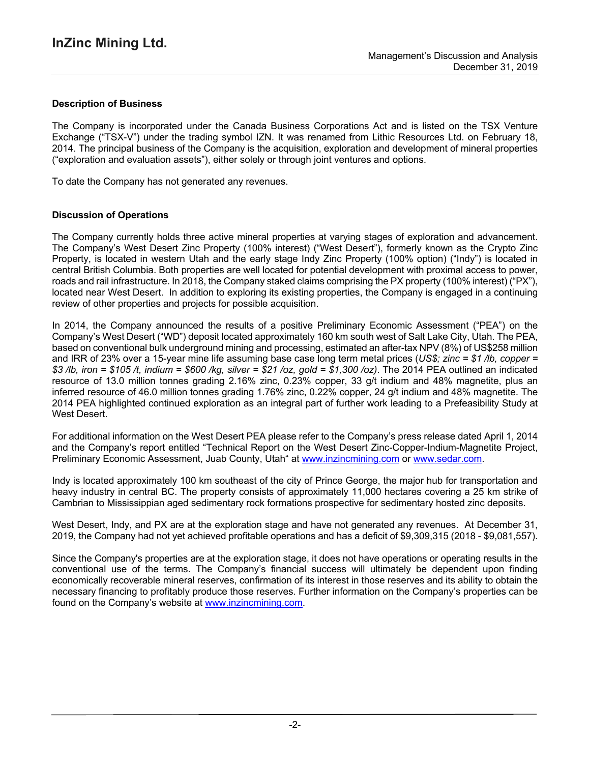## Description of Business

The Company is incorporated under the Canada Business Corporations Act and is listed on the TSX Venture Exchange ("TSX-V") under the trading symbol IZN. It was renamed from Lithic Resources Ltd. on February 18, 2014. The principal business of the Company is the acquisition, exploration and development of mineral properties ("exploration and evaluation assets"), either solely or through joint ventures and options.

To date the Company has not generated any revenues.

## Discussion of Operations

The Company currently holds three active mineral properties at varying stages of exploration and advancement. The Company's West Desert Zinc Property (100% interest) ("West Desert"), formerly known as the Crypto Zinc Property, is located in western Utah and the early stage Indy Zinc Property (100% option) ("Indy") is located in central British Columbia. Both properties are well located for potential development with proximal access to power, roads and rail infrastructure. In 2018, the Company staked claims comprising the PX property (100% interest) ("PX"), located near West Desert. In addition to exploring its existing properties, the Company is engaged in a continuing review of other properties and projects for possible acquisition.

In 2014, the Company announced the results of a positive Preliminary Economic Assessment ("PEA") on the Company's West Desert ("WD") deposit located approximately 160 km south west of Salt Lake City, Utah. The PEA, based on conventional bulk underground mining and processing, estimated an after-tax NPV (8%) of US$258 million and IRR of 23% over a 15-year mine life assuming base case long term metal prices (*US$; zinc = $1 /lb, copper = $3 /lb, iron = $105 /t, indium = $600 /kg, silver = $21 /oz, gold = $1,300 /oz)*. The 2014 PEA outlined an indicated resource of 13.0 million tonnes grading 2.16% zinc, 0.23% copper, 33 g/t indium and 48% magnetite, plus an inferred resource of 46.0 million tonnes grading 1.76% zinc, 0.22% copper, 24 g/t indium and 48% magnetite. The 2014 PEA highlighted continued exploration as an integral part of further work leading to a Prefeasibility Study at West Desert.

For additional information on the West Desert PEA please refer to the Company's press release dated April 1, 2014 and the Company's report entitled "Technical Report on the West Desert Zinc-Copper-Indium-Magnetite Project, Preliminary Economic Assessment, Juab County, Utah" at [www.inzincmining.com](www.inzincmining.com) or [www.sedar.com](www.sedar.com).

Indy is located approximately 100 km southeast of the city of Prince George, the major hub for transportation and heavy industry in central BC. The property consists of approximately 11,000 hectares covering a 25 km strike of Cambrian to Mississippian aged sedimentary rock formations prospective for sedimentary hosted zinc deposits.

West Desert, Indy, and PX are at the exploration stage and have not generated any revenues. At December 31, 2019, the Company had not yet achieved profitable operations and has a deficit of $9,309,315 (2018 - $9,081,557).

Since the Company's properties are at the exploration stage, it does not have operations or operating results in the conventional use of the terms. The Company's financial success will ultimately be dependent upon finding economically recoverable mineral reserves, confirmation of its interest in those reserves and its ability to obtain the necessary financing to profitably produce those reserves. Further information on the Company's properties can be found on the Company's website at [www.inzincmining.com](www.inzincmining.com).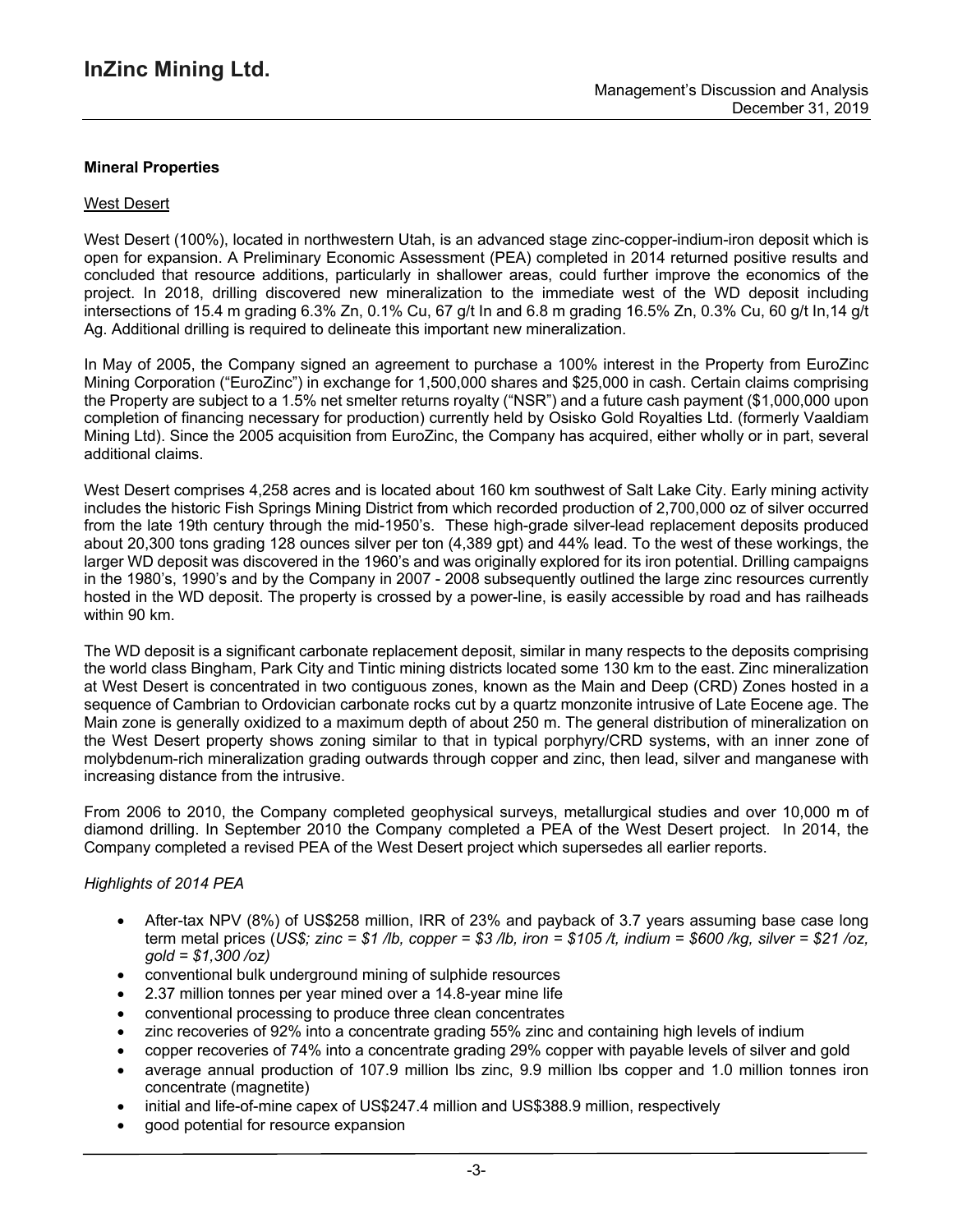## Mineral Properties

West Desert

West Desert (100%), located in northwestern Utah, is an advanced stage zinc-copper-indium-iron deposit which is open for expansion. A Preliminary Economic Assessment (PEA) completed in 2014 returned positive results and concluded that resource additions, particularly in shallower areas, could further improve the economics of the project. In 2018, drilling discovered new mineralization to the immediate west of the WD deposit including intersections of 15.4 m grading 6.3% Zn, 0.1% Cu, 67 g/t In and 6.8 m grading 16.5% Zn, 0.3% Cu, 60 g/t In,14 g/t Ag. Additional drilling is required to delineate this important new mineralization.

In May of 2005, the Company signed an agreement to purchase a 100% interest in the Property from EuroZinc Mining Corporation ("EuroZinc") in exchange for 1,500,000 shares and $25,000 in cash. Certain claims comprising the Property are subject to a 1.5% net smelter returns royalty ("NSR") and a future cash payment ($1,000,000 upon completion of financing necessary for production) currently held by Osisko Gold Royalties Ltd. (formerly Vaaldiam Mining Ltd). Since the 2005 acquisition from EuroZinc, the Company has acquired, either wholly or in part, several additional claims.

West Desert comprises 4,258 acres and is located about 160 km southwest of Salt Lake City. Early mining activity includes the historic Fish Springs Mining District from which recorded production of 2,700,000 oz of silver occurred from the late 19th century through the mid-1950's. These high-grade silver-lead replacement deposits produced about 20,300 tons grading 128 ounces silver per ton (4,389 gpt) and 44% lead. To the west of these workings, the larger WD deposit was discovered in the 1960's and was originally explored for its iron potential. Drilling campaigns in the 1980's, 1990's and by the Company in 2007 - 2008 subsequently outlined the large zinc resources currently hosted in the WD deposit. The property is crossed by a power-line, is easily accessible by road and has railheads within 90 km.

The WD deposit is a significant carbonate replacement deposit, similar in many respects to the deposits comprising the world class Bingham, Park City and Tintic mining districts located some 130 km to the east. Zinc mineralization at West Desert is concentrated in two contiguous zones, known as the Main and Deep (CRD) Zones hosted in a sequence of Cambrian to Ordovician carbonate rocks cut by a quartz monzonite intrusive of Late Eocene age. The Main zone is generally oxidized to a maximum depth of about 250 m. The general distribution of mineralization on the West Desert property shows zoning similar to that in typical porphyry/CRD systems, with an inner zone of molybdenum-rich mineralization grading outwards through copper and zinc, then lead, silver and manganese with increasing distance from the intrusive.

From 2006 to 2010, the Company completed geophysical surveys, metallurgical studies and over 10,000 m of diamond drilling. In September 2010 the Company completed a PEA of the West Desert project. In 2014, the Company completed a revised PEA of the West Desert project which supersedes all earlier reports.

*Highlights of 2014 PEA*

- After-tax NPV (8%) of US$258 million, IRR of 23% and payback of 3.7 years assuming base case long term metal prices (*US$; zinc = $1 /lb, copper = $3 /lb, iron = $105 /t, indium = $600 /kg, silver = $21 /oz, gold = $1,300 /oz)*
- conventional bulk underground mining of sulphide resources
- 2.37 million tonnes per year mined over a 14.8-year mine life
- conventional processing to produce three clean concentrates
- zinc recoveries of 92% into a concentrate grading 55% zinc and containing high levels of indium
- copper recoveries of 74% into a concentrate grading 29% copper with payable levels of silver and gold
- average annual production of 107.9 million lbs zinc, 9.9 million lbs copper and 1.0 million tonnes iron concentrate (magnetite)
- initial and life-of-mine capex of US$247.4 million and US$388.9 million, respectively
- good potential for resource expansion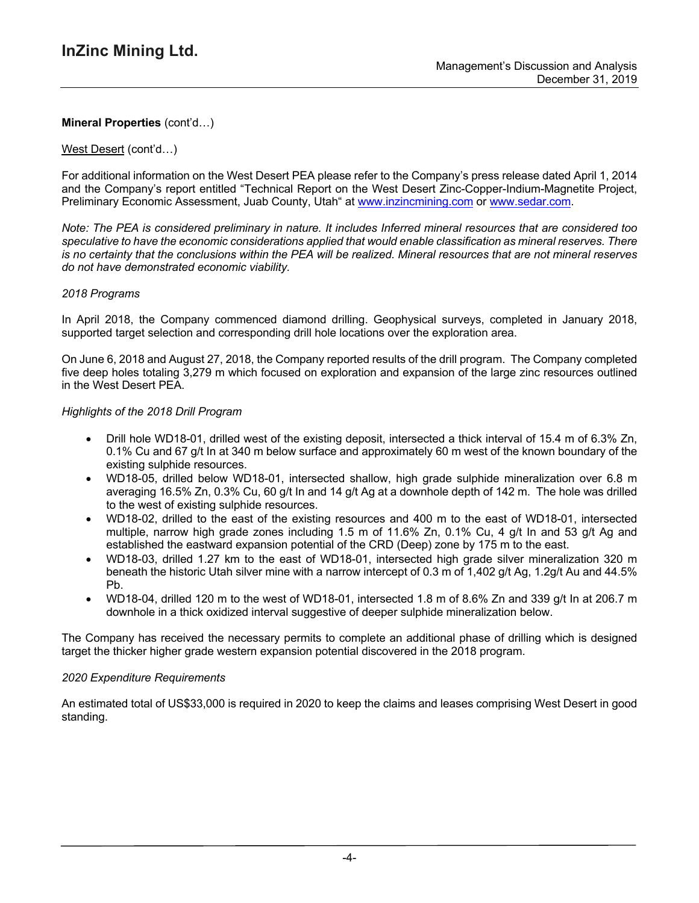**Mineral Properties** (cont'd…)

West Desert (cont'd…)

For additional information on the West Desert PEA please refer to the Company's press release dated April 1, 2014 and the Company's report entitled "Technical Report on the West Desert Zinc-Copper-Indium-Magnetite Project, Preliminary Economic Assessment, Juab County, Utah" at www.inzincmining.com or www.sedar.com.

*Note: The PEA is considered preliminary in nature. It includes Inferred mineral resources that are considered too speculative to have the economic considerations applied that would enable classification as mineral reserves. There is no certainty that the conclusions within the PEA will be realized. Mineral resources that are not mineral reserves do not have demonstrated economic viability.*

*2018 Programs*

In April 2018, the Company commenced diamond drilling. Geophysical surveys, completed in January 2018, supported target selection and corresponding drill hole locations over the exploration area.

On June 6, 2018 and August 27, 2018, the Company reported results of the drill program. The Company completed five deep holes totaling 3,279 m which focused on exploration and expansion of the large zinc resources outlined in the West Desert PEA.

*Highlights of the 2018 Drill Program*

- Drill hole WD18-01, drilled west of the existing deposit, intersected a thick interval of 15.4 m of 6.3% Zn, 0.1% Cu and 67 g/t In at 340 m below surface and approximately 60 m west of the known boundary of the existing sulphide resources.
- WD18-05, drilled below WD18-01, intersected shallow, high grade sulphide mineralization over 6.8 m averaging 16.5% Zn, 0.3% Cu, 60 g/t In and 14 g/t Ag at a downhole depth of 142 m. The hole was drilled to the west of existing sulphide resources.
- WD18-02, drilled to the east of the existing resources and 400 m to the east of WD18-01, intersected multiple, narrow high grade zones including 1.5 m of 11.6% Zn, 0.1% Cu, 4 g/t In and 53 g/t Ag and established the eastward expansion potential of the CRD (Deep) zone by 175 m to the east.
- WD18-03, drilled 1.27 km to the east of WD18-01, intersected high grade silver mineralization 320 m beneath the historic Utah silver mine with a narrow intercept of 0.3 m of 1,402 g/t Ag, 1.2g/t Au and 44.5% Pb.
- WD18-04, drilled 120 m to the west of WD18-01, intersected 1.8 m of 8.6% Zn and 339 g/t In at 206.7 m downhole in a thick oxidized interval suggestive of deeper sulphide mineralization below.

The Company has received the necessary permits to complete an additional phase of drilling which is designed target the thicker higher grade western expansion potential discovered in the 2018 program.

*2020 Expenditure Requirements*

An estimated total of US$33,000 is required in 2020 to keep the claims and leases comprising West Desert in good standing.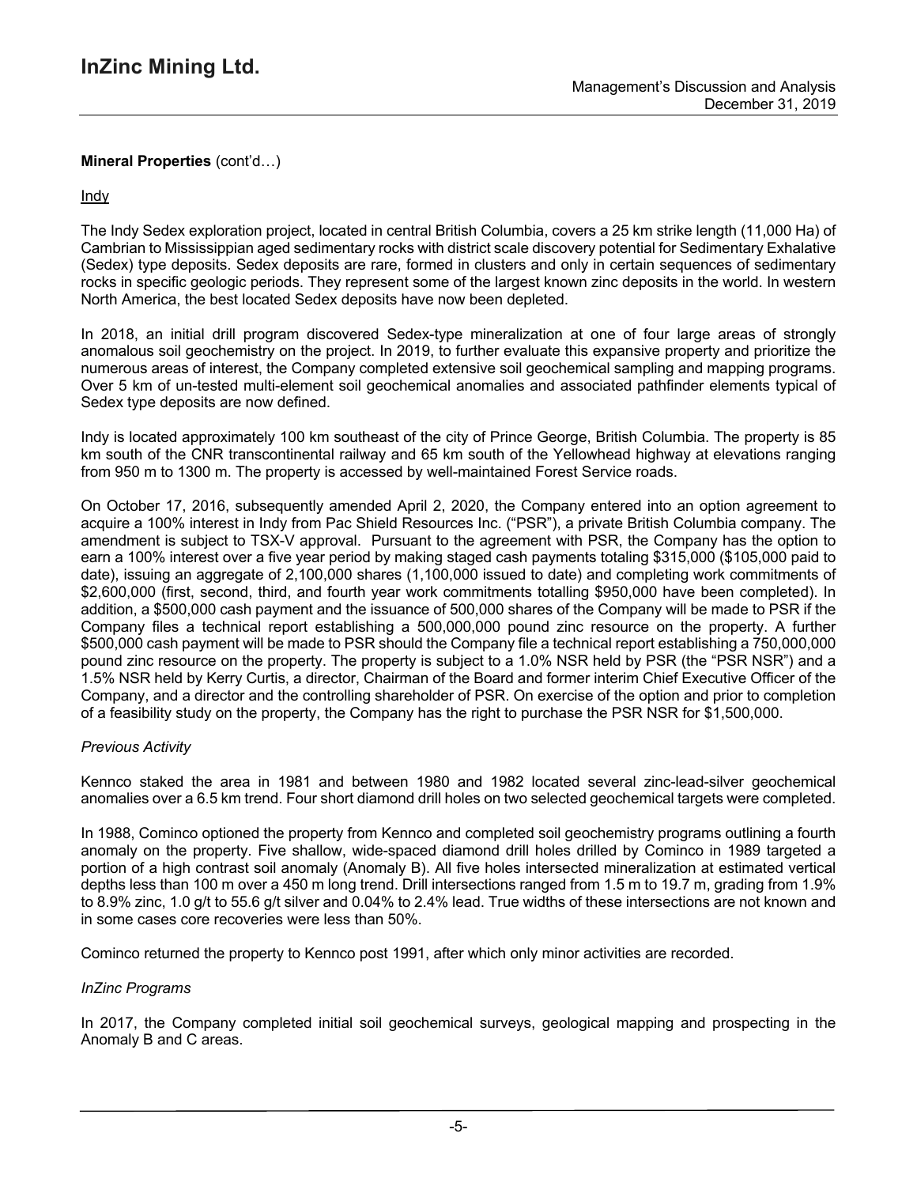**Mineral Properties** (cont'd…)

Indy

The Indy Sedex exploration project, located in central British Columbia, covers a 25 km strike length (11,000 Ha) of Cambrian to Mississippian aged sedimentary rocks with district scale discovery potential for Sedimentary Exhalative (Sedex) type deposits. Sedex deposits are rare, formed in clusters and only in certain sequences of sedimentary rocks in specific geologic periods. They represent some of the largest known zinc deposits in the world. In western North America, the best located Sedex deposits have now been depleted.

In 2018, an initial drill program discovered Sedex-type mineralization at one of four large areas of strongly anomalous soil geochemistry on the project. In 2019, to further evaluate this expansive property and prioritize the numerous areas of interest, the Company completed extensive soil geochemical sampling and mapping programs. Over 5 km of un-tested multi-element soil geochemical anomalies and associated pathfinder elements typical of Sedex type deposits are now defined.

Indy is located approximately 100 km southeast of the city of Prince George, British Columbia. The property is 85 km south of the CNR transcontinental railway and 65 km south of the Yellowhead highway at elevations ranging from 950 m to 1300 m. The property is accessed by well-maintained Forest Service roads.

On October 17, 2016, subsequently amended April 2, 2020, the Company entered into an option agreement to acquire a 100% interest in Indy from Pac Shield Resources Inc. ("PSR"), a private British Columbia company. The amendment is subject to TSX-V approval. Pursuant to the agreement with PSR, the Company has the option to earn a 100% interest over a five year period by making staged cash payments totaling $315,000 ($105,000 paid to date), issuing an aggregate of 2,100,000 shares (1,100,000 issued to date) and completing work commitments of $2,600,000 (first, second, third, and fourth year work commitments totalling $950,000 have been completed). In addition, a $500,000 cash payment and the issuance of 500,000 shares of the Company will be made to PSR if the Company files a technical report establishing a 500,000,000 pound zinc resource on the property. A further $500,000 cash payment will be made to PSR should the Company file a technical report establishing a 750,000,000 pound zinc resource on the property. The property is subject to a 1.0% NSR held by PSR (the "PSR NSR") and a 1.5% NSR held by Kerry Curtis, a director, Chairman of the Board and former interim Chief Executive Officer of the Company, and a director and the controlling shareholder of PSR. On exercise of the option and prior to completion of a feasibility study on the property, the Company has the right to purchase the PSR NSR for $1,500,000.

*Previous Activity*

Kennco staked the area in 1981 and between 1980 and 1982 located several zinc-lead-silver geochemical anomalies over a 6.5 km trend. Four short diamond drill holes on two selected geochemical targets were completed.

In 1988, Cominco optioned the property from Kennco and completed soil geochemistry programs outlining a fourth anomaly on the property. Five shallow, wide-spaced diamond drill holes drilled by Cominco in 1989 targeted a portion of a high contrast soil anomaly (Anomaly B). All five holes intersected mineralization at estimated vertical depths less than 100 m over a 450 m long trend. Drill intersections ranged from 1.5 m to 19.7 m, grading from 1.9% to 8.9% zinc, 1.0 g/t to 55.6 g/t silver and 0.04% to 2.4% lead. True widths of these intersections are not known and in some cases core recoveries were less than 50%.

Cominco returned the property to Kennco post 1991, after which only minor activities are recorded.

*InZinc Programs*

In 2017, the Company completed initial soil geochemical surveys, geological mapping and prospecting in the Anomaly B and C areas.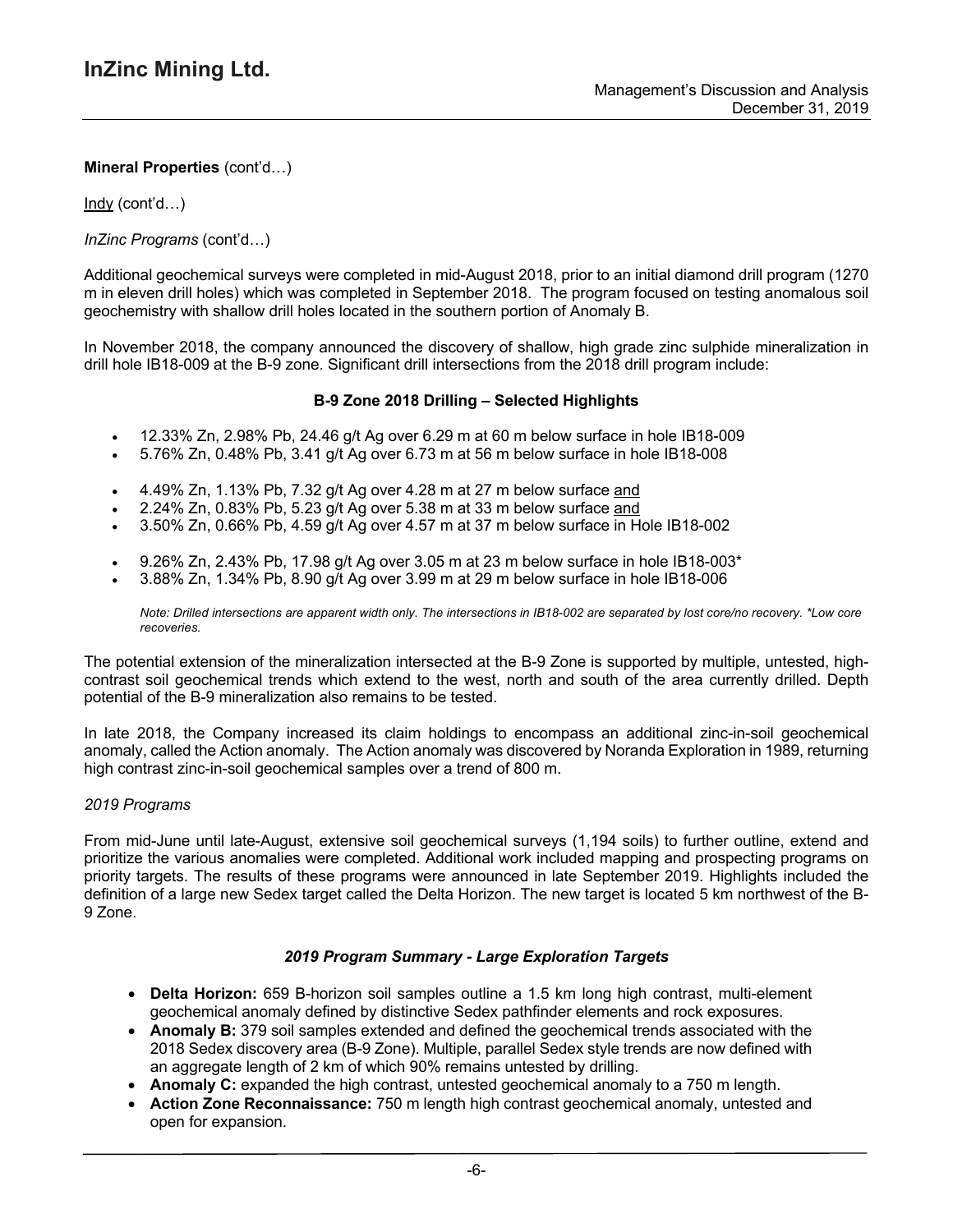**Mineral Properties** (cont'd…)

Indy (cont'd…)

*InZinc Programs* (cont'd…)

Additional geochemical surveys were completed in mid-August 2018, prior to an initial diamond drill program (1270 m in eleven drill holes) which was completed in September 2018. The program focused on testing anomalous soil geochemistry with shallow drill holes located in the southern portion of Anomaly B.

In November 2018, the company announced the discovery of shallow, high grade zinc sulphide mineralization in drill hole IB18-009 at the B-9 zone. Significant drill intersections from the 2018 drill program include:

**B-9 Zone 2018 Drilling – Selected Highlights**

- 12.33% Zn, 2.98% Pb, 24.46 g/t Ag over 6.29 m at 60 m below surface in hole IB18-009
- 5.76% Zn, 0.48% Pb, 3.41 g/t Ag over 6.73 m at 56 m below surface in hole IB18-008

- 4.49% Zn, 1.13% Pb, 7.32 g/t Ag over 4.28 m at 27 m below surface and
- 2.24% Zn, 0.83% Pb, 5.23 g/t Ag over 5.38 m at 33 m below surface and
- 3.50% Zn, 0.66% Pb, 4.59 g/t Ag over 4.57 m at 37 m below surface in Hole IB18-002

- 9.26% Zn, 2.43% Pb, 17.98 g/t Ag over 3.05 m at 23 m below surface in hole IB18-003*
- 3.88% Zn, 1.34% Pb, 8.90 g/t Ag over 3.99 m at 29 m below surface in hole IB18-006

*Note: Drilled intersections are apparent width only. The intersections in IB18-002 are separated by lost core/no recovery. *Low core recoveries.*

The potential extension of the mineralization intersected at the B-9 Zone is supported by multiple, untested, high-contrast soil geochemical trends which extend to the west, north and south of the area currently drilled. Depth potential of the B-9 mineralization also remains to be tested.

In late 2018, the Company increased its claim holdings to encompass an additional zinc-in-soil geochemical anomaly, called the Action anomaly. The Action anomaly was discovered by Noranda Exploration in 1989, returning high contrast zinc-in-soil geochemical samples over a trend of 800 m.

*2019 Programs*

From mid-June until late-August, extensive soil geochemical surveys (1,194 soils) to further outline, extend and prioritize the various anomalies were completed. Additional work included mapping and prospecting programs on priority targets. The results of these programs were announced in late September 2019. Highlights included the definition of a large new Sedex target called the Delta Horizon. The new target is located 5 km northwest of the B-9 Zone.

***2019 Program Summary - Large Exploration Targets***

- **Delta Horizon:** 659 B-horizon soil samples outline a 1.5 km long high contrast, multi-element geochemical anomaly defined by distinctive Sedex pathfinder elements and rock exposures.
- **Anomaly B:** 379 soil samples extended and defined the geochemical trends associated with the 2018 Sedex discovery area (B-9 Zone). Multiple, parallel Sedex style trends are now defined with an aggregate length of 2 km of which 90% remains untested by drilling.
- **Anomaly C:** expanded the high contrast, untested geochemical anomaly to a 750 m length.
- **Action Zone Reconnaissance:** 750 m length high contrast geochemical anomaly, untested and open for expansion.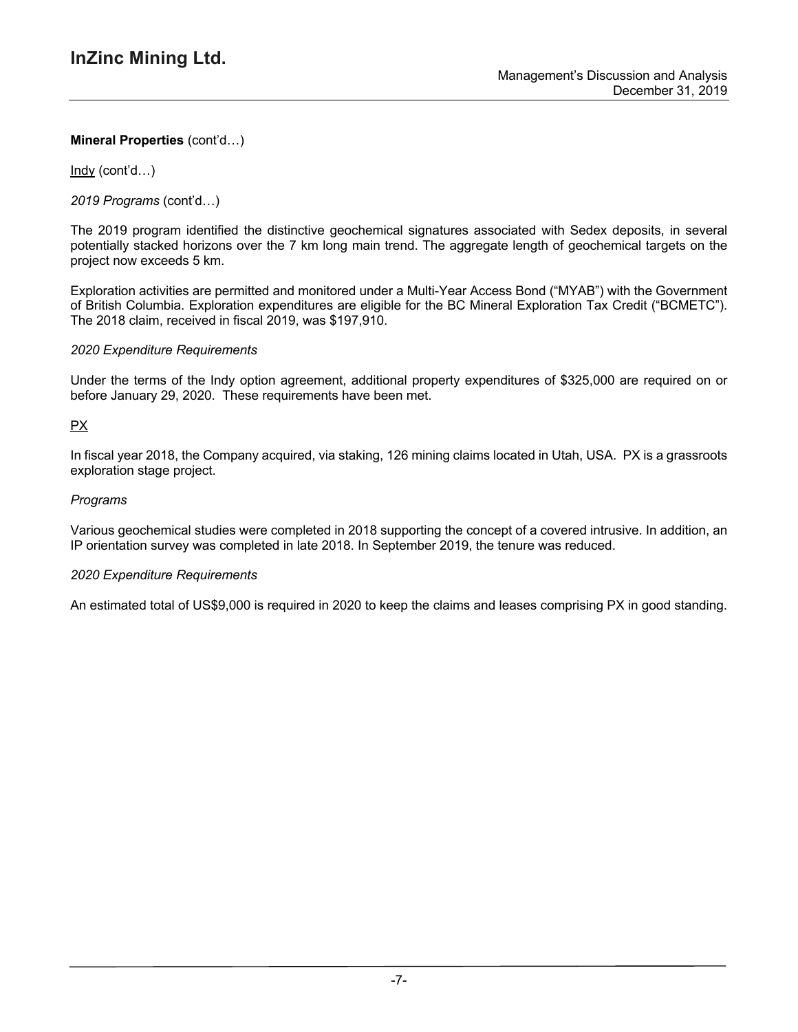**Mineral Properties** (cont'd…)

Indy (cont'd…)

*2019 Programs* (cont'd…)

The 2019 program identified the distinctive geochemical signatures associated with Sedex deposits, in several potentially stacked horizons over the 7 km long main trend. The aggregate length of geochemical targets on the project now exceeds 5 km.

Exploration activities are permitted and monitored under a Multi-Year Access Bond ("MYAB") with the Government of British Columbia. Exploration expenditures are eligible for the BC Mineral Exploration Tax Credit ("BCMETC"). The 2018 claim, received in fiscal 2019, was $197,910.

*2020 Expenditure Requirements*

Under the terms of the Indy option agreement, additional property expenditures of $325,000 are required on or before January 29, 2020. These requirements have been met.

PX

In fiscal year 2018, the Company acquired, via staking, 126 mining claims located in Utah, USA. PX is a grassroots exploration stage project.

*Programs*

Various geochemical studies were completed in 2018 supporting the concept of a covered intrusive. In addition, an IP orientation survey was completed in late 2018. In September 2019, the tenure was reduced.

*2020 Expenditure Requirements*

An estimated total of US$9,000 is required in 2020 to keep the claims and leases comprising PX in good standing.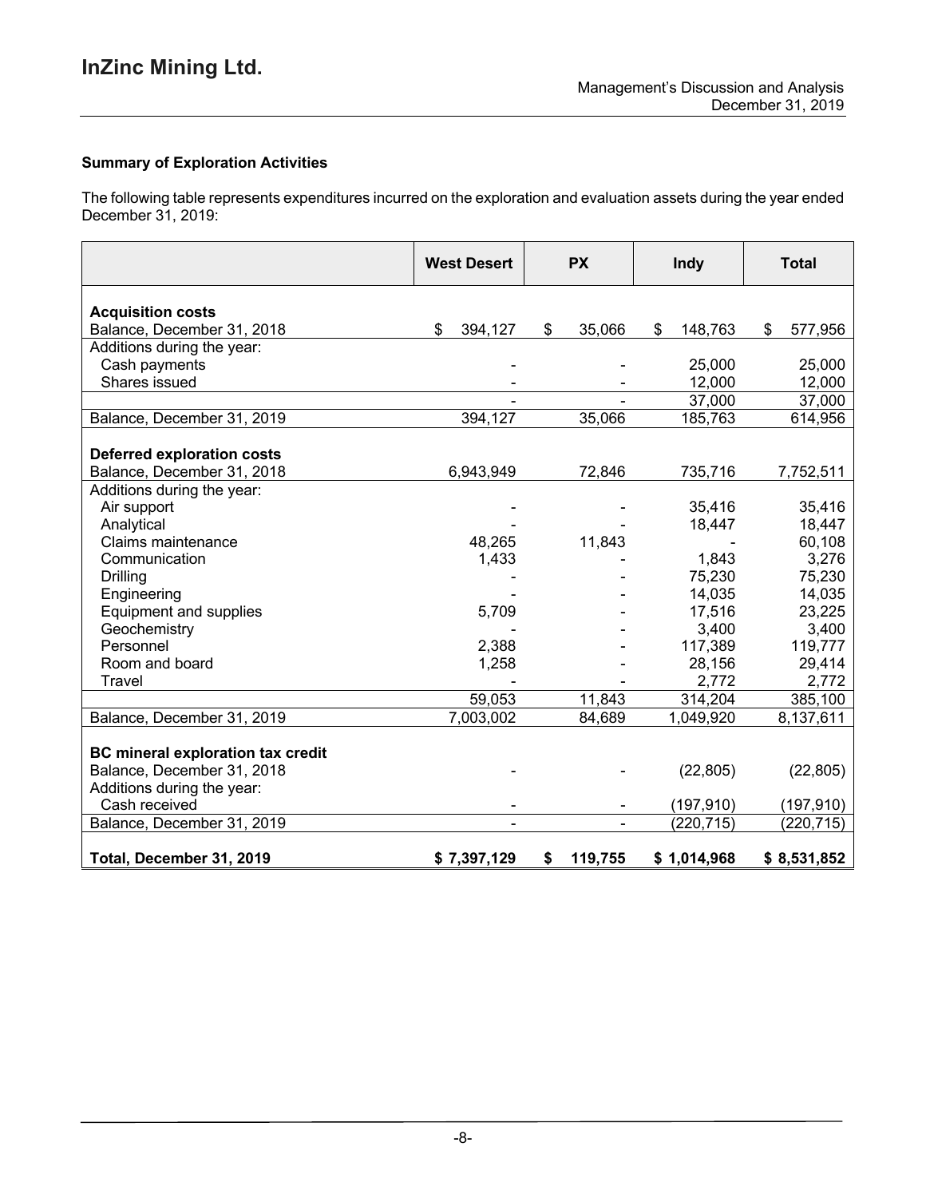### Summary of Exploration Activities

The following table represents expenditures incurred on the exploration and evaluation assets during the year ended December 31, 2019:

| | West Desert | PX | Indy | Total |
|---|---|---|---|---|
| **Acquisition costs** | | | | |
| Balance, December 31, 2018 | $ 394,127 | $ 35,066 | $ 148,763 | $ 577,956 |
| Additions during the year: | | | | |
| Cash payments | - | - | 25,000 | 25,000 |
| Shares issued | - | - | 12,000 | 12,000 |
| | - | - | 37,000 | 37,000 |
| Balance, December 31, 2019 | 394,127 | 35,066 | 185,763 | 614,956 |
| **Deferred exploration costs** | | | | |
| Balance, December 31, 2018 | 6,943,949 | 72,846 | 735,716 | 7,752,511 |
| Additions during the year: | | | | |
| Air support | - | - | 35,416 | 35,416 |
| Analytical | - | - | 18,447 | 18,447 |
| Claims maintenance | 48,265 | 11,843 | - | 60,108 |
| Communication | 1,433 | - | 1,843 | 3,276 |
| Drilling | - | - | 75,230 | 75,230 |
| Engineering | - | - | 14,035 | 14,035 |
| Equipment and supplies | 5,709 | - | 17,516 | 23,225 |
| Geochemistry | - | - | 3,400 | 3,400 |
| Personnel | 2,388 | - | 117,389 | 119,777 |
| Room and board | 1,258 | - | 28,156 | 29,414 |
| Travel | - | - | 2,772 | 2,772 |
| | 59,053 | 11,843 | 314,204 | 385,100 |
| Balance, December 31, 2019 | 7,003,002 | 84,689 | 1,049,920 | 8,137,611 |
| **BC mineral exploration tax credit** | | | | |
| Balance, December 31, 2018 | - | - | (22,805) | (22,805) |
| Additions during the year: | | | | |
| Cash received | - | - | (197,910) | (197,910) |
| Balance, December 31, 2019 | - | - | (220,715) | (220,715) |
| **Total, December 31, 2019** | **$ 7,397,129** | **$ 119,755** | **$ 1,014,968** | **$ 8,531,852** |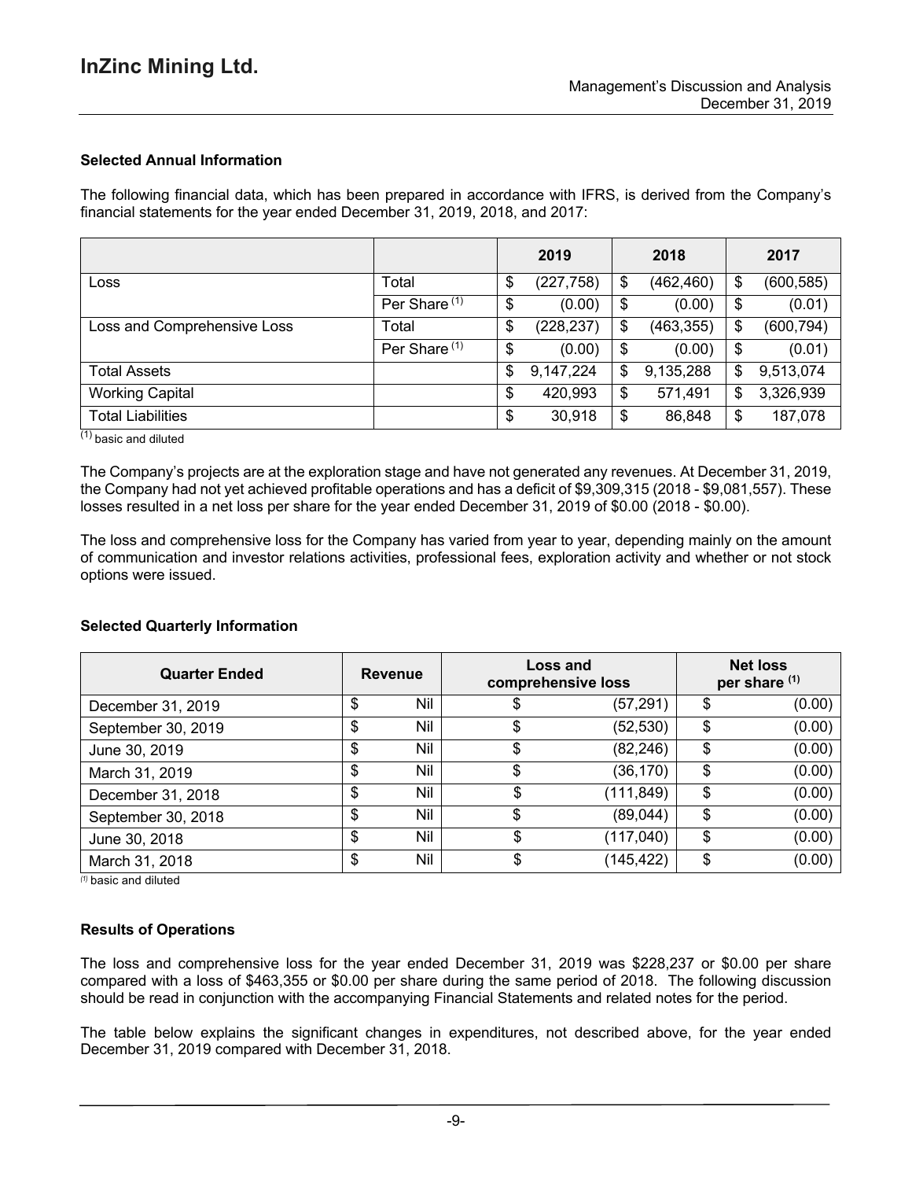### Selected Annual Information

The following financial data, which has been prepared in accordance with IFRS, is derived from the Company's financial statements for the year ended December 31, 2019, 2018, and 2017:

| | | 2019 | 2018 | 2017 |
|---|---|---|---|---|
| Loss | Total | $ (227,758) | $ (462,460) | $ (600,585) |
| | Per Share [(1)] | $ (0.00) | $ (0.00) | $ (0.01) |
| Loss and Comprehensive Loss | Total | $ (228,237) | $ (463,355) | $ (600,794) |
| | Per Share [(1)] | $ (0.00) | $ (0.00) | $ (0.01) |
| Total Assets | | $ 9,147,224 | $ 9,135,288 | $ 9,513,074 |
| Working Capital | | $ 420,993 | $ 571,491 | $ 3,326,939 |
| Total Liabilities | | $ 30,918 | $ 86,848 | $ 187,078 |

[(1)] basic and diluted

The Company's projects are at the exploration stage and have not generated any revenues. At December 31, 2019, the Company had not yet achieved profitable operations and has a deficit of $9,309,315 (2018 - $9,081,557). These losses resulted in a net loss per share for the year ended December 31, 2019 of $0.00 (2018 - $0.00).

The loss and comprehensive loss for the Company has varied from year to year, depending mainly on the amount of communication and investor relations activities, professional fees, exploration activity and whether or not stock options were issued.

### Selected Quarterly Information

| Quarter Ended | Revenue | Loss and comprehensive loss | Net loss per share [(1)] |
|---|---|---|---|
| December 31, 2019 | $ Nil | $ (57,291) | $ (0.00) |
| September 30, 2019 | $ Nil | $ (52,530) | $ (0.00) |
| June 30, 2019 | $ Nil | $ (82,246) | $ (0.00) |
| March 31, 2019 | $ Nil | $ (36,170) | $ (0.00) |
| December 31, 2018 | $ Nil | $ (111,849) | $ (0.00) |
| September 30, 2018 | $ Nil | $ (89,044) | $ (0.00) |
| June 30, 2018 | $ Nil | $ (117,040) | $ (0.00) |
| March 31, 2018 | $ Nil | $ (145,422) | $ (0.00) |

[(1)] basic and diluted

### Results of Operations

The loss and comprehensive loss for the year ended December 31, 2019 was $228,237 or $0.00 per share compared with a loss of $463,355 or $0.00 per share during the same period of 2018. The following discussion should be read in conjunction with the accompanying Financial Statements and related notes for the period.

The table below explains the significant changes in expenditures, not described above, for the year ended December 31, 2019 compared with December 31, 2018.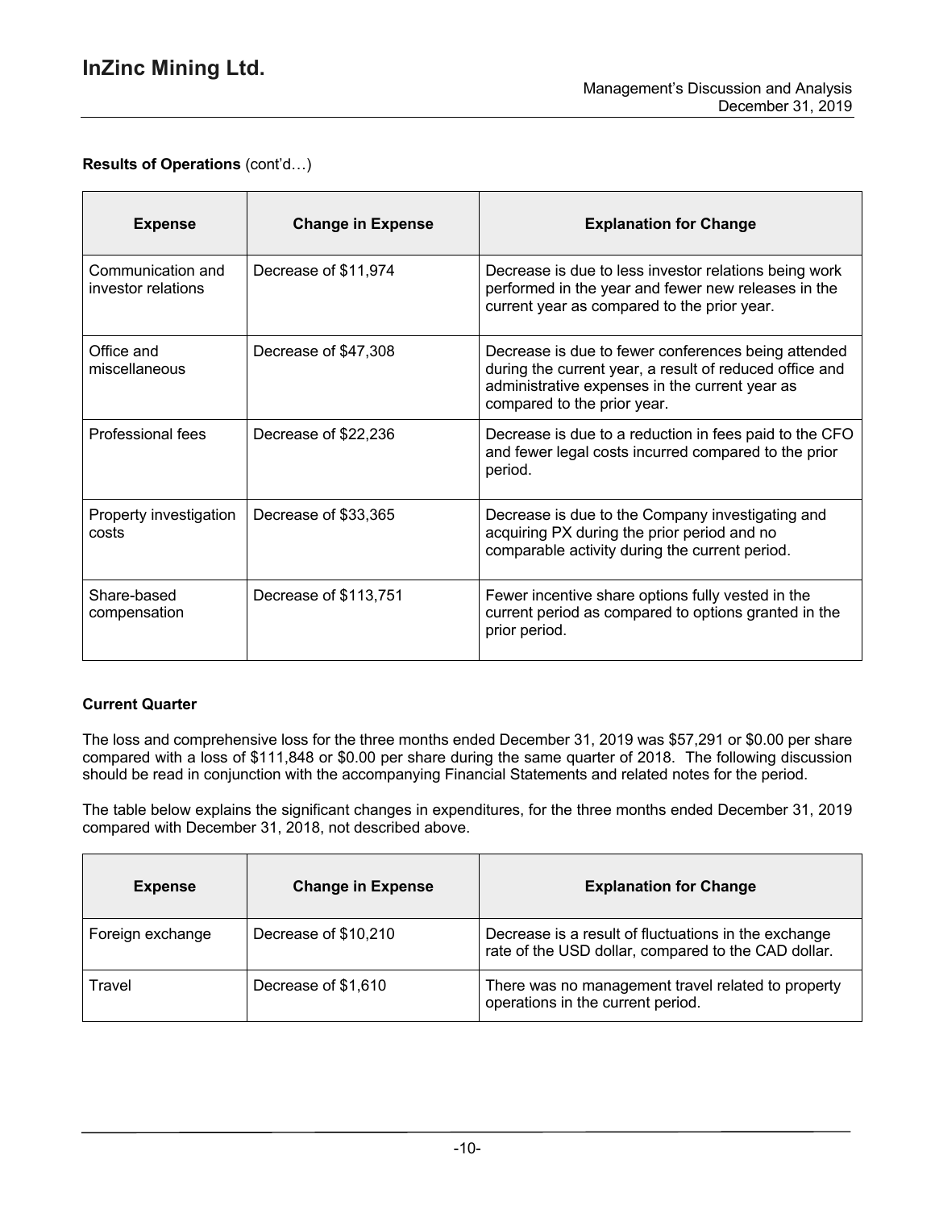**Results of Operations** (cont'd…)

| Expense | Change in Expense | Explanation for Change |
| --- | --- | --- |
| Communication and investor relations | Decrease of $11,974 | Decrease is due to less investor relations being work performed in the year and fewer new releases in the current year as compared to the prior year. |
| Office and miscellaneous | Decrease of $47,308 | Decrease is due to fewer conferences being attended during the current year, a result of reduced office and administrative expenses in the current year as compared to the prior year. |
| Professional fees | Decrease of $22,236 | Decrease is due to a reduction in fees paid to the CFO and fewer legal costs incurred compared to the prior period. |
| Property investigation costs | Decrease of $33,365 | Decrease is due to the Company investigating and acquiring PX during the prior period and no comparable activity during the current period. |
| Share-based compensation | Decrease of $113,751 | Fewer incentive share options fully vested in the current period as compared to options granted in the prior period. |

**Current Quarter**

The loss and comprehensive loss for the three months ended December 31, 2019 was $57,291 or $0.00 per share compared with a loss of $111,848 or $0.00 per share during the same quarter of 2018. The following discussion should be read in conjunction with the accompanying Financial Statements and related notes for the period.

The table below explains the significant changes in expenditures, for the three months ended December 31, 2019 compared with December 31, 2018, not described above.

| Expense | Change in Expense | Explanation for Change |
| --- | --- | --- |
| Foreign exchange | Decrease of $10,210 | Decrease is a result of fluctuations in the exchange rate of the USD dollar, compared to the CAD dollar. |
| Travel | Decrease of $1,610 | There was no management travel related to property operations in the current period. |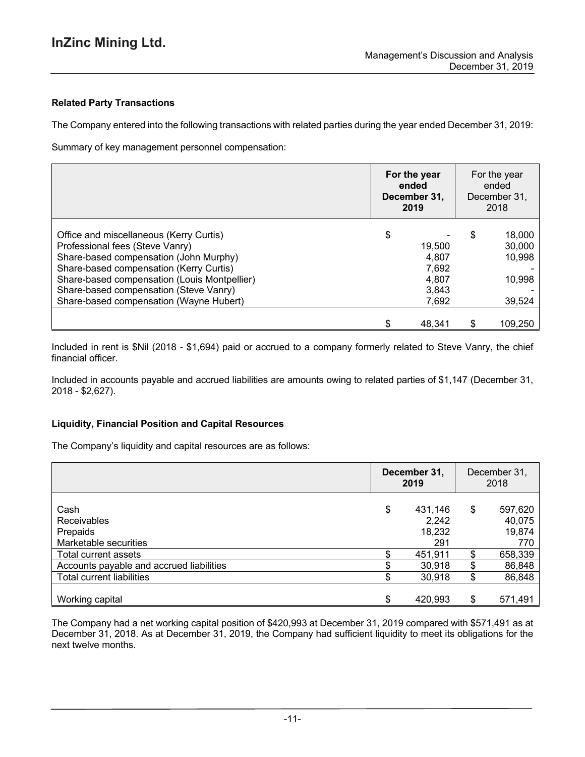### Related Party Transactions

The Company entered into the following transactions with related parties during the year ended December 31, 2019:

Summary of key management personnel compensation:

| | **For the year ended December 31, 2019** | For the year ended December 31, 2018 |
|---|---|---|
| Office and miscellaneous (Kerry Curtis) | $ - | $ 18,000 |
| Professional fees (Steve Vanry) | 19,500 | 30,000 |
| Share-based compensation (John Murphy) | 4,807 | 10,998 |
| Share-based compensation (Kerry Curtis) | 7,692 | - |
| Share-based compensation (Louis Montpellier) | 4,807 | 10,998 |
| Share-based compensation (Steve Vanry) | 3,843 | - |
| Share-based compensation (Wayne Hubert) | 7,692 | 39,524 |
| | $ 48,341 | $ 109,250 |

Included in rent is $Nil (2018 - $1,694) paid or accrued to a company formerly related to Steve Vanry, the chief financial officer.

Included in accounts payable and accrued liabilities are amounts owing to related parties of $1,147 (December 31, 2018 - $2,627).

### Liquidity, Financial Position and Capital Resources

The Company's liquidity and capital resources are as follows:

| | **December 31, 2019** | December 31, 2018 |
|---|---|---|
| Cash | $ 431,146 | $ 597,620 |
| Receivables | 2,242 | 40,075 |
| Prepaids | 18,232 | 19,874 |
| Marketable securities | 291 | 770 |
| Total current assets | $ 451,911 | $ 658,339 |
| Accounts payable and accrued liabilities | $ 30,918 | $ 86,848 |
| Total current liabilities | $ 30,918 | $ 86,848 |
| Working capital | $ 420,993 | $ 571,491 |

The Company had a net working capital position of $420,993 at December 31, 2019 compared with $571,491 as at December 31, 2018. As at December 31, 2019, the Company had sufficient liquidity to meet its obligations for the next twelve months.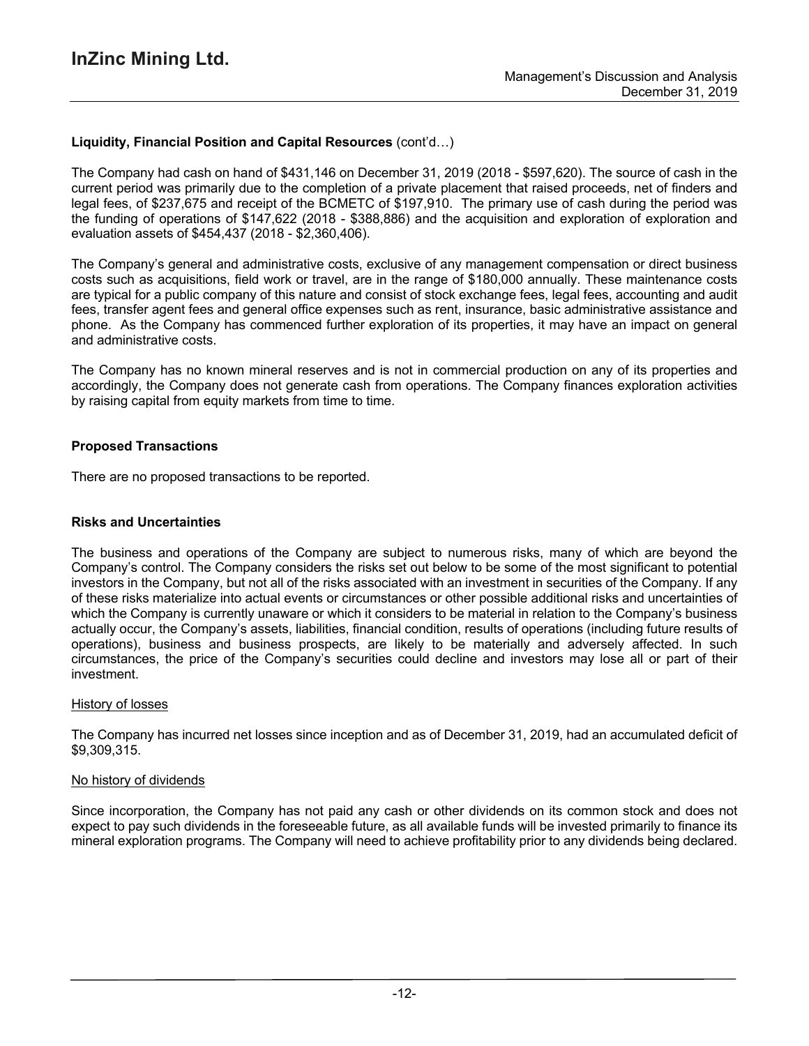**Liquidity, Financial Position and Capital Resources** (cont'd…)

The Company had cash on hand of $431,146 on December 31, 2019 (2018 - $597,620). The source of cash in the current period was primarily due to the completion of a private placement that raised proceeds, net of finders and legal fees, of $237,675 and receipt of the BCMETC of $197,910. The primary use of cash during the period was the funding of operations of $147,622 (2018 - $388,886) and the acquisition and exploration of exploration and evaluation assets of $454,437 (2018 - $2,360,406).

The Company's general and administrative costs, exclusive of any management compensation or direct business costs such as acquisitions, field work or travel, are in the range of $180,000 annually. These maintenance costs are typical for a public company of this nature and consist of stock exchange fees, legal fees, accounting and audit fees, transfer agent fees and general office expenses such as rent, insurance, basic administrative assistance and phone. As the Company has commenced further exploration of its properties, it may have an impact on general and administrative costs.

The Company has no known mineral reserves and is not in commercial production on any of its properties and accordingly, the Company does not generate cash from operations. The Company finances exploration activities by raising capital from equity markets from time to time.

## Proposed Transactions

There are no proposed transactions to be reported.

## Risks and Uncertainties

The business and operations of the Company are subject to numerous risks, many of which are beyond the Company's control. The Company considers the risks set out below to be some of the most significant to potential investors in the Company, but not all of the risks associated with an investment in securities of the Company. If any of these risks materialize into actual events or circumstances or other possible additional risks and uncertainties of which the Company is currently unaware or which it considers to be material in relation to the Company's business actually occur, the Company's assets, liabilities, financial condition, results of operations (including future results of operations), business and business prospects, are likely to be materially and adversely affected. In such circumstances, the price of the Company's securities could decline and investors may lose all or part of their investment.

History of losses

The Company has incurred net losses since inception and as of December 31, 2019, had an accumulated deficit of $9,309,315.

No history of dividends

Since incorporation, the Company has not paid any cash or other dividends on its common stock and does not expect to pay such dividends in the foreseeable future, as all available funds will be invested primarily to finance its mineral exploration programs. The Company will need to achieve profitability prior to any dividends being declared.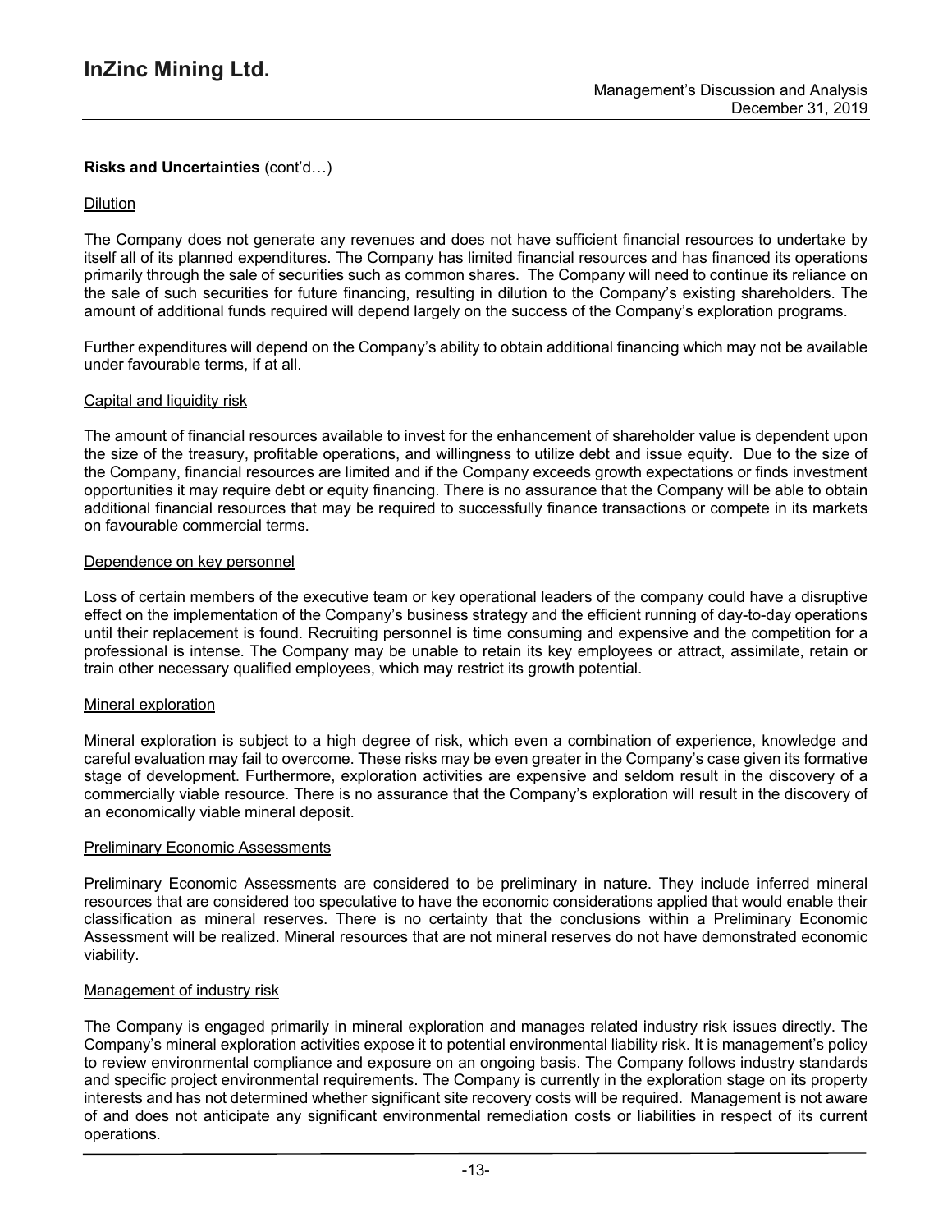**Risks and Uncertainties** (cont'd…)

Dilution

The Company does not generate any revenues and does not have sufficient financial resources to undertake by itself all of its planned expenditures. The Company has limited financial resources and has financed its operations primarily through the sale of securities such as common shares. The Company will need to continue its reliance on the sale of such securities for future financing, resulting in dilution to the Company's existing shareholders. The amount of additional funds required will depend largely on the success of the Company's exploration programs.

Further expenditures will depend on the Company's ability to obtain additional financing which may not be available under favourable terms, if at all.

Capital and liquidity risk

The amount of financial resources available to invest for the enhancement of shareholder value is dependent upon the size of the treasury, profitable operations, and willingness to utilize debt and issue equity. Due to the size of the Company, financial resources are limited and if the Company exceeds growth expectations or finds investment opportunities it may require debt or equity financing. There is no assurance that the Company will be able to obtain additional financial resources that may be required to successfully finance transactions or compete in its markets on favourable commercial terms.

Dependence on key personnel

Loss of certain members of the executive team or key operational leaders of the company could have a disruptive effect on the implementation of the Company's business strategy and the efficient running of day-to-day operations until their replacement is found. Recruiting personnel is time consuming and expensive and the competition for a professional is intense. The Company may be unable to retain its key employees or attract, assimilate, retain or train other necessary qualified employees, which may restrict its growth potential.

Mineral exploration

Mineral exploration is subject to a high degree of risk, which even a combination of experience, knowledge and careful evaluation may fail to overcome. These risks may be even greater in the Company's case given its formative stage of development. Furthermore, exploration activities are expensive and seldom result in the discovery of a commercially viable resource. There is no assurance that the Company's exploration will result in the discovery of an economically viable mineral deposit.

Preliminary Economic Assessments

Preliminary Economic Assessments are considered to be preliminary in nature. They include inferred mineral resources that are considered too speculative to have the economic considerations applied that would enable their classification as mineral reserves. There is no certainty that the conclusions within a Preliminary Economic Assessment will be realized. Mineral resources that are not mineral reserves do not have demonstrated economic viability.

Management of industry risk

The Company is engaged primarily in mineral exploration and manages related industry risk issues directly. The Company's mineral exploration activities expose it to potential environmental liability risk. It is management's policy to review environmental compliance and exposure on an ongoing basis. The Company follows industry standards and specific project environmental requirements. The Company is currently in the exploration stage on its property interests and has not determined whether significant site recovery costs will be required. Management is not aware of and does not anticipate any significant environmental remediation costs or liabilities in respect of its current operations.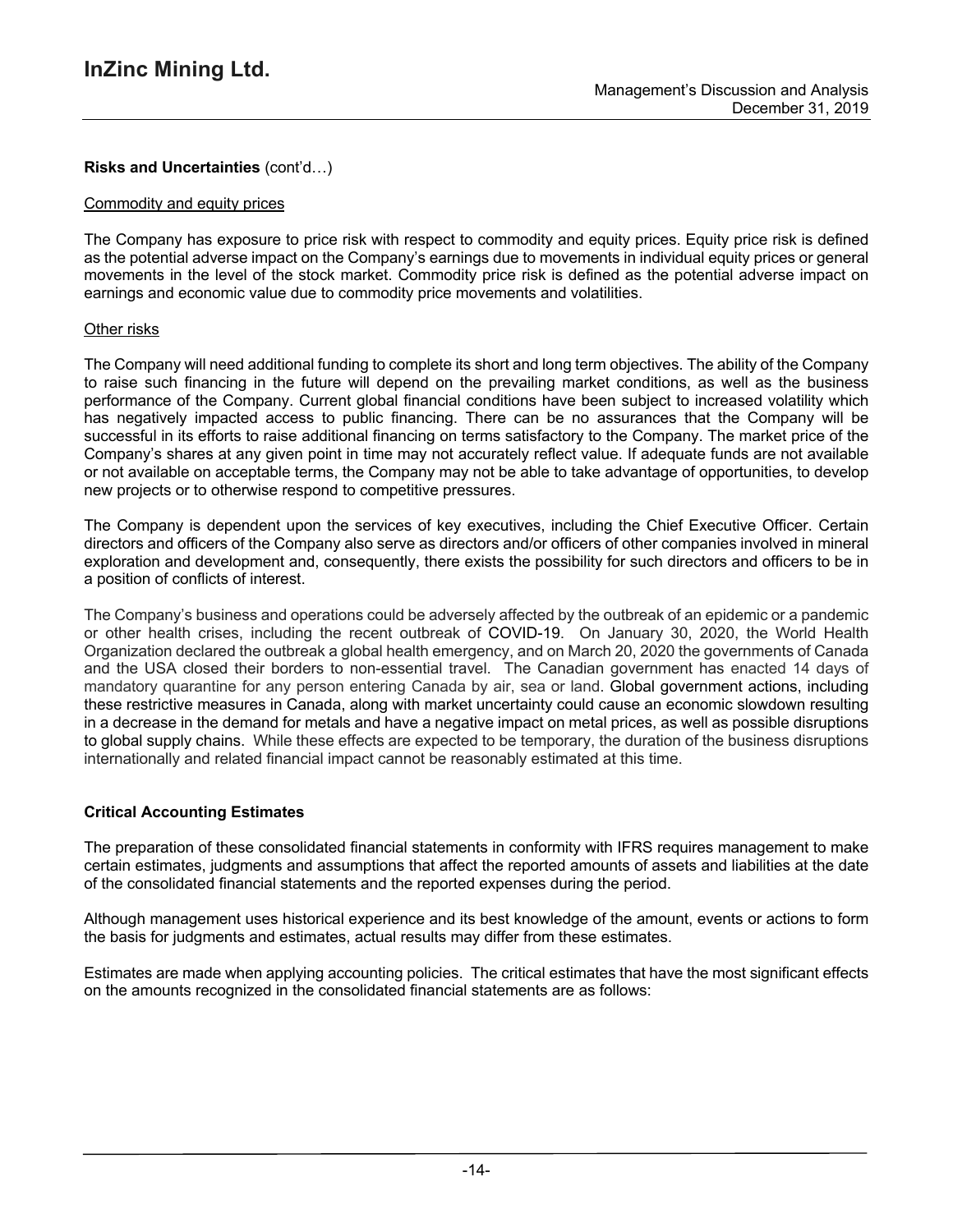**Risks and Uncertainties** (cont'd…)

Commodity and equity prices

The Company has exposure to price risk with respect to commodity and equity prices. Equity price risk is defined as the potential adverse impact on the Company's earnings due to movements in individual equity prices or general movements in the level of the stock market. Commodity price risk is defined as the potential adverse impact on earnings and economic value due to commodity price movements and volatilities.

Other risks

The Company will need additional funding to complete its short and long term objectives. The ability of the Company to raise such financing in the future will depend on the prevailing market conditions, as well as the business performance of the Company. Current global financial conditions have been subject to increased volatility which has negatively impacted access to public financing. There can be no assurances that the Company will be successful in its efforts to raise additional financing on terms satisfactory to the Company. The market price of the Company's shares at any given point in time may not accurately reflect value. If adequate funds are not available or not available on acceptable terms, the Company may not be able to take advantage of opportunities, to develop new projects or to otherwise respond to competitive pressures.

The Company is dependent upon the services of key executives, including the Chief Executive Officer. Certain directors and officers of the Company also serve as directors and/or officers of other companies involved in mineral exploration and development and, consequently, there exists the possibility for such directors and officers to be in a position of conflicts of interest.

The Company's business and operations could be adversely affected by the outbreak of an epidemic or a pandemic or other health crises, including the recent outbreak of COVID-19. On January 30, 2020, the World Health Organization declared the outbreak a global health emergency, and on March 20, 2020 the governments of Canada and the USA closed their borders to non-essential travel. The Canadian government has enacted 14 days of mandatory quarantine for any person entering Canada by air, sea or land. Global government actions, including these restrictive measures in Canada, along with market uncertainty could cause an economic slowdown resulting in a decrease in the demand for metals and have a negative impact on metal prices, as well as possible disruptions to global supply chains. While these effects are expected to be temporary, the duration of the business disruptions internationally and related financial impact cannot be reasonably estimated at this time.

**Critical Accounting Estimates**

The preparation of these consolidated financial statements in conformity with IFRS requires management to make certain estimates, judgments and assumptions that affect the reported amounts of assets and liabilities at the date of the consolidated financial statements and the reported expenses during the period.

Although management uses historical experience and its best knowledge of the amount, events or actions to form the basis for judgments and estimates, actual results may differ from these estimates.

Estimates are made when applying accounting policies. The critical estimates that have the most significant effects on the amounts recognized in the consolidated financial statements are as follows: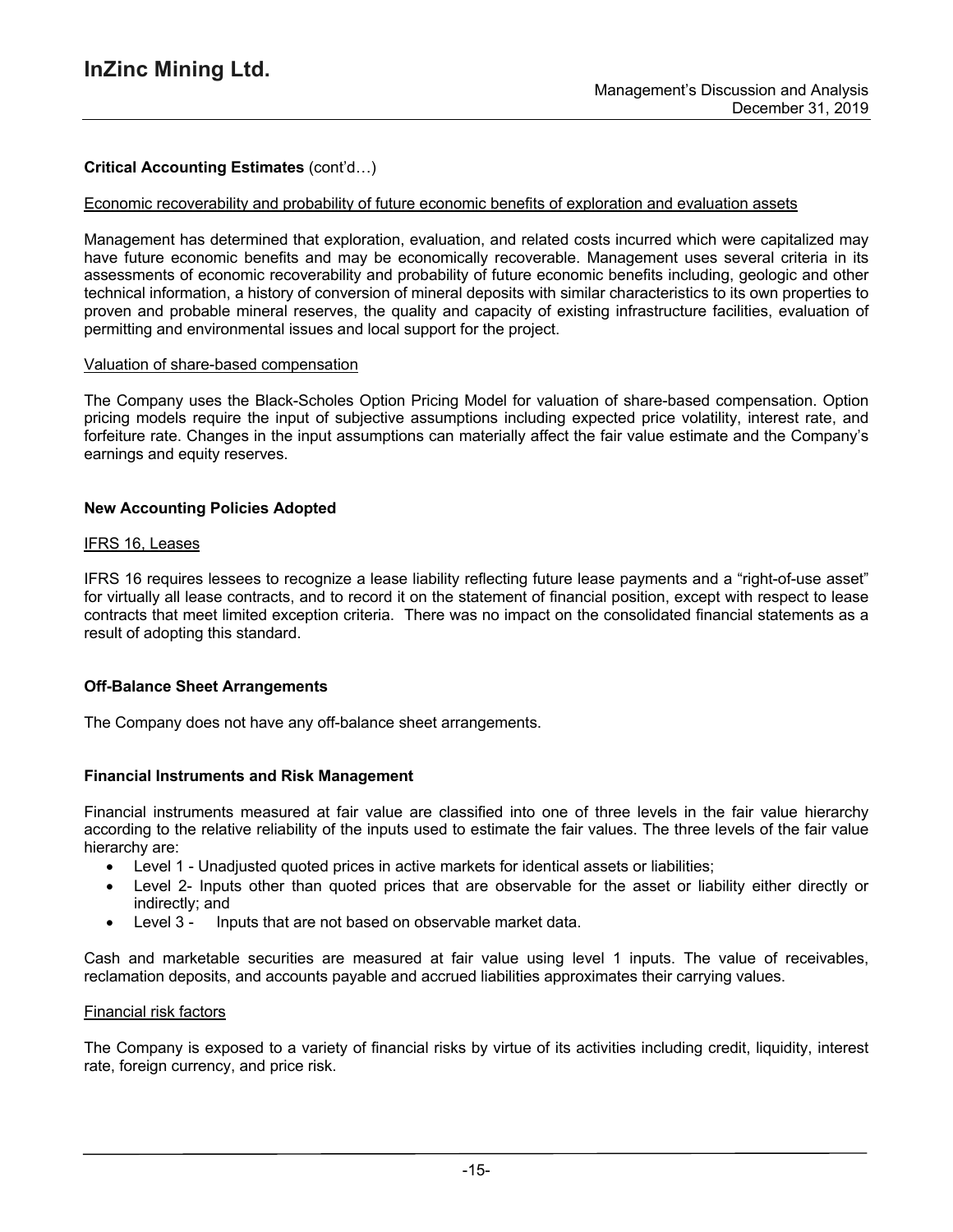**Critical Accounting Estimates** (cont'd…)

Economic recoverability and probability of future economic benefits of exploration and evaluation assets

Management has determined that exploration, evaluation, and related costs incurred which were capitalized may have future economic benefits and may be economically recoverable. Management uses several criteria in its assessments of economic recoverability and probability of future economic benefits including, geologic and other technical information, a history of conversion of mineral deposits with similar characteristics to its own properties to proven and probable mineral reserves, the quality and capacity of existing infrastructure facilities, evaluation of permitting and environmental issues and local support for the project.

Valuation of share-based compensation

The Company uses the Black-Scholes Option Pricing Model for valuation of share-based compensation. Option pricing models require the input of subjective assumptions including expected price volatility, interest rate, and forfeiture rate. Changes in the input assumptions can materially affect the fair value estimate and the Company's earnings and equity reserves.

## New Accounting Policies Adopted

IFRS 16, Leases

IFRS 16 requires lessees to recognize a lease liability reflecting future lease payments and a "right-of-use asset" for virtually all lease contracts, and to record it on the statement of financial position, except with respect to lease contracts that meet limited exception criteria. There was no impact on the consolidated financial statements as a result of adopting this standard.

## Off-Balance Sheet Arrangements

The Company does not have any off-balance sheet arrangements.

## Financial Instruments and Risk Management

Financial instruments measured at fair value are classified into one of three levels in the fair value hierarchy according to the relative reliability of the inputs used to estimate the fair values. The three levels of the fair value hierarchy are:

- Level 1 - Unadjusted quoted prices in active markets for identical assets or liabilities;
- Level 2- Inputs other than quoted prices that are observable for the asset or liability either directly or indirectly; and
- Level 3 - Inputs that are not based on observable market data.

Cash and marketable securities are measured at fair value using level 1 inputs. The value of receivables, reclamation deposits, and accounts payable and accrued liabilities approximates their carrying values.

Financial risk factors

The Company is exposed to a variety of financial risks by virtue of its activities including credit, liquidity, interest rate, foreign currency, and price risk.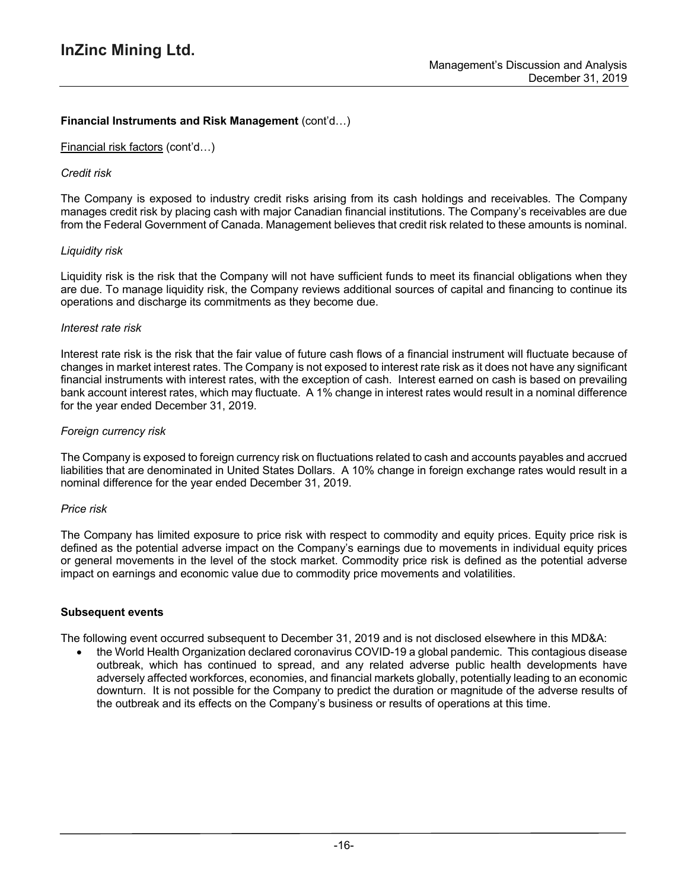**Financial Instruments and Risk Management** (cont'd…)

Financial risk factors (cont'd…)

*Credit risk*

The Company is exposed to industry credit risks arising from its cash holdings and receivables. The Company manages credit risk by placing cash with major Canadian financial institutions. The Company's receivables are due from the Federal Government of Canada. Management believes that credit risk related to these amounts is nominal.

*Liquidity risk*

Liquidity risk is the risk that the Company will not have sufficient funds to meet its financial obligations when they are due. To manage liquidity risk, the Company reviews additional sources of capital and financing to continue its operations and discharge its commitments as they become due.

*Interest rate risk*

Interest rate risk is the risk that the fair value of future cash flows of a financial instrument will fluctuate because of changes in market interest rates. The Company is not exposed to interest rate risk as it does not have any significant financial instruments with interest rates, with the exception of cash. Interest earned on cash is based on prevailing bank account interest rates, which may fluctuate. A 1% change in interest rates would result in a nominal difference for the year ended December 31, 2019.

*Foreign currency risk*

The Company is exposed to foreign currency risk on fluctuations related to cash and accounts payables and accrued liabilities that are denominated in United States Dollars. A 10% change in foreign exchange rates would result in a nominal difference for the year ended December 31, 2019.

*Price risk*

The Company has limited exposure to price risk with respect to commodity and equity prices. Equity price risk is defined as the potential adverse impact on the Company's earnings due to movements in individual equity prices or general movements in the level of the stock market. Commodity price risk is defined as the potential adverse impact on earnings and economic value due to commodity price movements and volatilities.

**Subsequent events**

The following event occurred subsequent to December 31, 2019 and is not disclosed elsewhere in this MD&A:

- the World Health Organization declared coronavirus COVID-19 a global pandemic. This contagious disease outbreak, which has continued to spread, and any related adverse public health developments have adversely affected workforces, economies, and financial markets globally, potentially leading to an economic downturn. It is not possible for the Company to predict the duration or magnitude of the adverse results of the outbreak and its effects on the Company's business or results of operations at this time.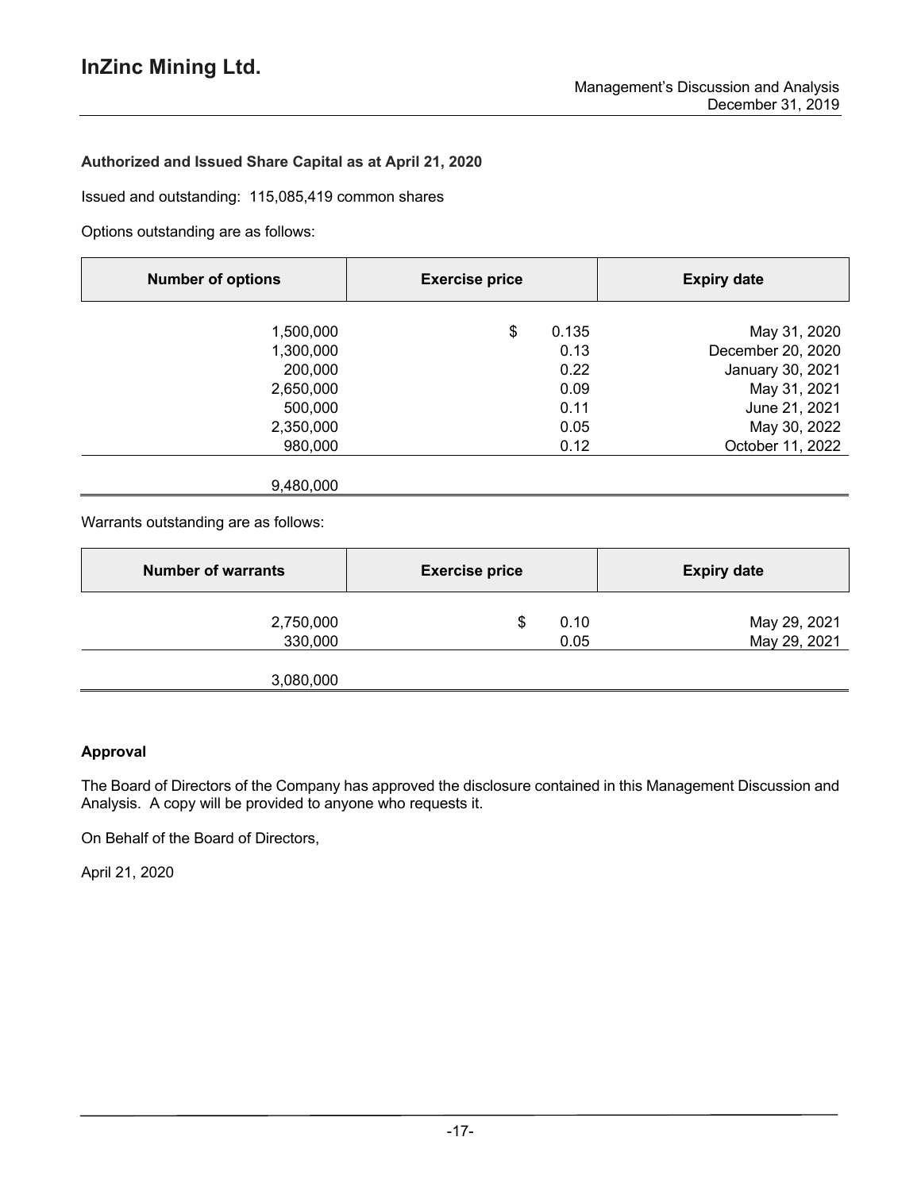**Authorized and Issued Share Capital as at April 21, 2020**

Issued and outstanding: 115,085,419 common shares

Options outstanding are as follows:

| Number of options | Exercise price | Expiry date |
|---|---|---|
| 1,500,000 | $ 0.135 | May 31, 2020 |
| 1,300,000 | 0.13 | December 20, 2020 |
| 200,000 | 0.22 | January 30, 2021 |
| 2,650,000 | 0.09 | May 31, 2021 |
| 500,000 | 0.11 | June 21, 2021 |
| 2,350,000 | 0.05 | May 30, 2022 |
| 980,000 | 0.12 | October 11, 2022 |
| 9,480,000 | | |

Warrants outstanding are as follows:

| Number of warrants | Exercise price | Expiry date |
|---|---|---|
| 2,750,000 | $ 0.10 | May 29, 2021 |
| 330,000 | 0.05 | May 29, 2021 |
| 3,080,000 | | |

**Approval**

The Board of Directors of the Company has approved the disclosure contained in this Management Discussion and Analysis. A copy will be provided to anyone who requests it.

On Behalf of the Board of Directors,

April 21, 2020